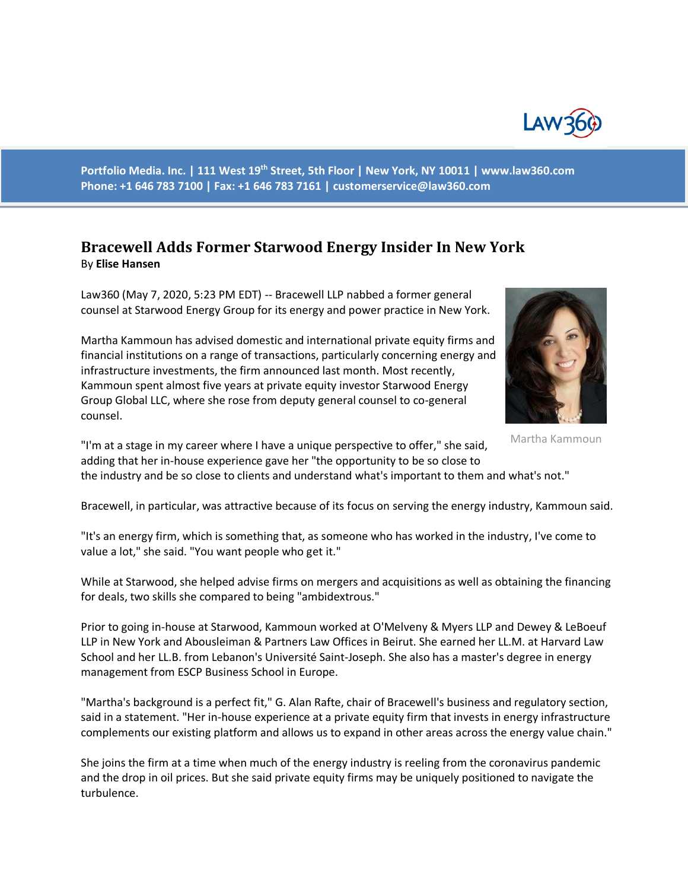Portfolio Media. Inc. | 111 West 19th Street, 5th Floor | New York, NY 10011 | www.law360.com
Phone: +1 646 783 7100 | Fax: +1 646 783 7161 | customerservice@law360.com

# Bracewell Adds Former Starwood Energy Insider In New York

By **Elise Hansen**

Law360 (May 7, 2020, 5:23 PM EDT) -- Bracewell LLP nabbed a former general counsel at Starwood Energy Group for its energy and power practice in New York.

Martha Kammoun has advised domestic and international private equity firms and financial institutions on a range of transactions, particularly concerning energy and infrastructure investments, the firm announced last month. Most recently, Kammoun spent almost five years at private equity investor Starwood Energy Group Global LLC, where she rose from deputy general counsel to co-general counsel.

Martha Kammoun

"I'm at a stage in my career where I have a unique perspective to offer," she said, adding that her in-house experience gave her "the opportunity to be so close to the industry and be so close to clients and understand what's important to them and what's not."

Bracewell, in particular, was attractive because of its focus on serving the energy industry, Kammoun said.

"It's an energy firm, which is something that, as someone who has worked in the industry, I've come to value a lot," she said. "You want people who get it."

While at Starwood, she helped advise firms on mergers and acquisitions as well as obtaining the financing for deals, two skills she compared to being "ambidextrous."

Prior to going in-house at Starwood, Kammoun worked at O'Melveny & Myers LLP and Dewey & LeBoeuf LLP in New York and Abousleiman & Partners Law Offices in Beirut. She earned her LL.M. at Harvard Law School and her LL.B. from Lebanon's Université Saint-Joseph. She also has a master's degree in energy management from ESCP Business School in Europe.

"Martha's background is a perfect fit," G. Alan Rafte, chair of Bracewell's business and regulatory section, said in a statement. "Her in-house experience at a private equity firm that invests in energy infrastructure complements our existing platform and allows us to expand in other areas across the energy value chain."

She joins the firm at a time when much of the energy industry is reeling from the coronavirus pandemic and the drop in oil prices. But she said private equity firms may be uniquely positioned to navigate the turbulence.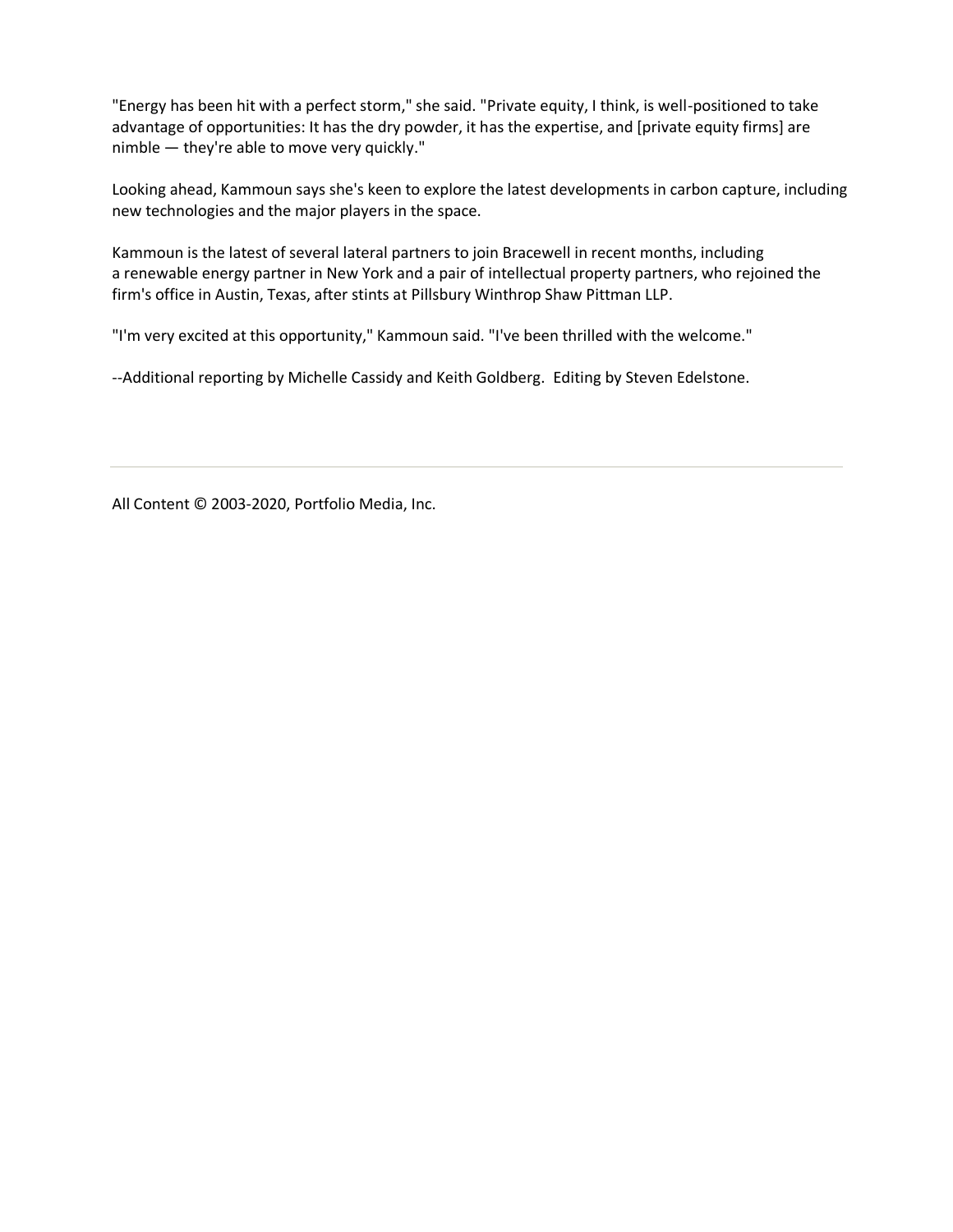"Energy has been hit with a perfect storm," she said. "Private equity, I think, is well-positioned to take advantage of opportunities: It has the dry powder, it has the expertise, and [private equity firms] are nimble — they're able to move very quickly."

Looking ahead, Kammoun says she's keen to explore the latest developments in carbon capture, including new technologies and the major players in the space.

Kammoun is the latest of several lateral partners to join Bracewell in recent months, including a renewable energy partner in New York and a pair of intellectual property partners, who rejoined the firm's office in Austin, Texas, after stints at Pillsbury Winthrop Shaw Pittman LLP.

"I'm very excited at this opportunity," Kammoun said. "I've been thrilled with the welcome."

--Additional reporting by Michelle Cassidy and Keith Goldberg. Editing by Steven Edelstone.

---

All Content © 2003-2020, Portfolio Media, Inc.